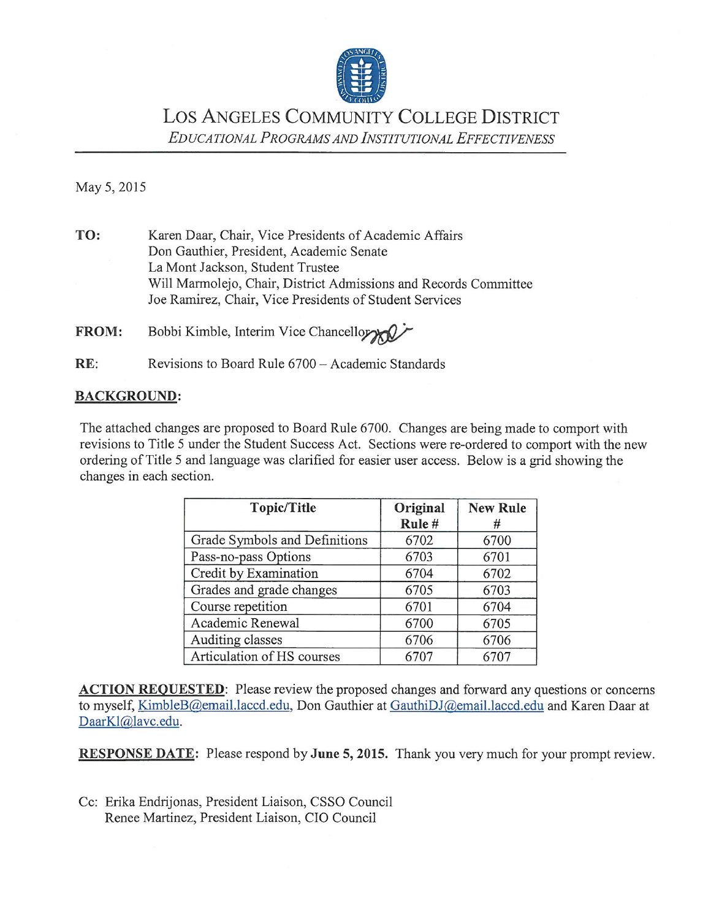# LOS ANGELES COMMUNITY COLLEGE DISTRICT

*EDUCATIONAL PROGRAMS AND INSTITUTIONAL EFFECTIVENESS*

May 5, 2015

**TO:** Karen Daar, Chair, Vice Presidents of Academic Affairs
Don Gauthier, President, Academic Senate
La Mont Jackson, Student Trustee
Will Marmolejo, Chair, District Admissions and Records Committee
Joe Ramirez, Chair, Vice Presidents of Student Services

**FROM:** Bobbi Kimble, Interim Vice Chancellor

**RE:** Revisions to Board Rule 6700 – Academic Standards

**BACKGROUND:**

The attached changes are proposed to Board Rule 6700. Changes are being made to comport with revisions to Title 5 under the Student Success Act. Sections were re-ordered to comport with the new ordering of Title 5 and language was clarified for easier user access. Below is a grid showing the changes in each section.

| Topic/Title | Original Rule # | New Rule # |
|---|---|---|
| Grade Symbols and Definitions | 6702 | 6700 |
| Pass-no-pass Options | 6703 | 6701 |
| Credit by Examination | 6704 | 6702 |
| Grades and grade changes | 6705 | 6703 |
| Course repetition | 6701 | 6704 |
| Academic Renewal | 6700 | 6705 |
| Auditing classes | 6706 | 6706 |
| Articulation of HS courses | 6707 | 6707 |

**ACTION REQUESTED**: Please review the proposed changes and forward any questions or concerns to myself, KimbleB@email.laccd.edu, Don Gauthier at GauthiDJ@email.laccd.edu and Karen Daar at DaarKl@lavc.edu.

**RESPONSE DATE:** Please respond by **June 5, 2015.** Thank you very much for your prompt review.

Cc: Erika Endrijonas, President Liaison, CSSO Council
Renee Martinez, President Liaison, CIO Council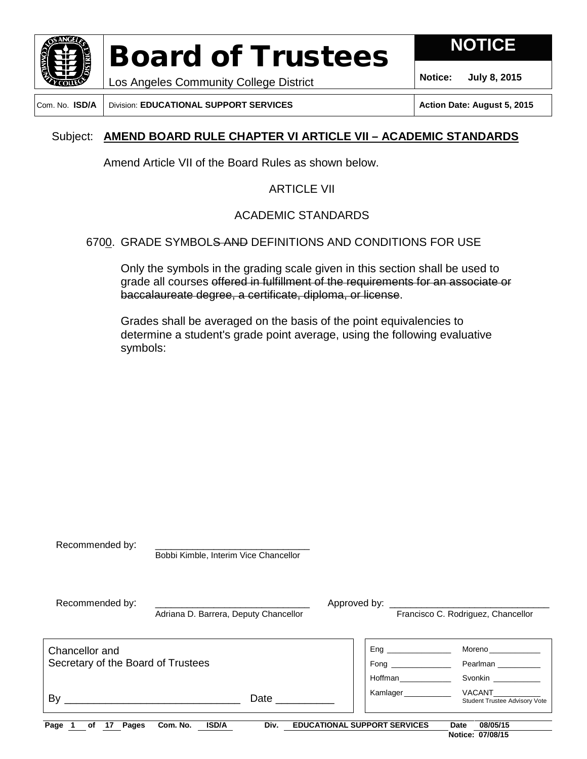# Board of Trustees

Los Angeles Community College District

**NOTICE**

**Notice: July 8, 2015**

| Com. No. **ISD/A** | Division: **EDUCATIONAL SUPPORT SERVICES** | **Action Date: August 5, 2015** |
|---|---|---|

Subject: **AMEND BOARD RULE CHAPTER VI ARTICLE VII – ACADEMIC STANDARDS**

Amend Article VII of the Board Rules as shown below.

ARTICLE VII

ACADEMIC STANDARDS

6700. GRADE SYMBOL~~S AND~~ DEFINITIONS AND CONDITIONS FOR USE

Only the symbols in the grading scale given in this section shall be used to grade all courses ~~offered in fulfillment of the requirements for an associate or baccalaureate degree, a certificate, diploma, or license~~.

Grades shall be averaged on the basis of the point equivalencies to determine a student's grade point average, using the following evaluative symbols:

Recommended by: ______________________________
Bobbi Kimble, Interim Vice Chancellor

Recommended by: ______________________________
Adriana D. Barrera, Deputy Chancellor

Approved by: ______________________________
Francisco C. Rodriguez, Chancellor

Chancellor and
Secretary of the Board of Trustees

By ______________________________ Date __________

| | |
|---|---|
| Eng ______________ | Moreno ___________ |
| Fong _____________ | Pearlman _________ |
| Hoffman ___________ | Svonkin __________ |
| Kamlager __________ | VACANT ___________ Student Trustee Advisory Vote |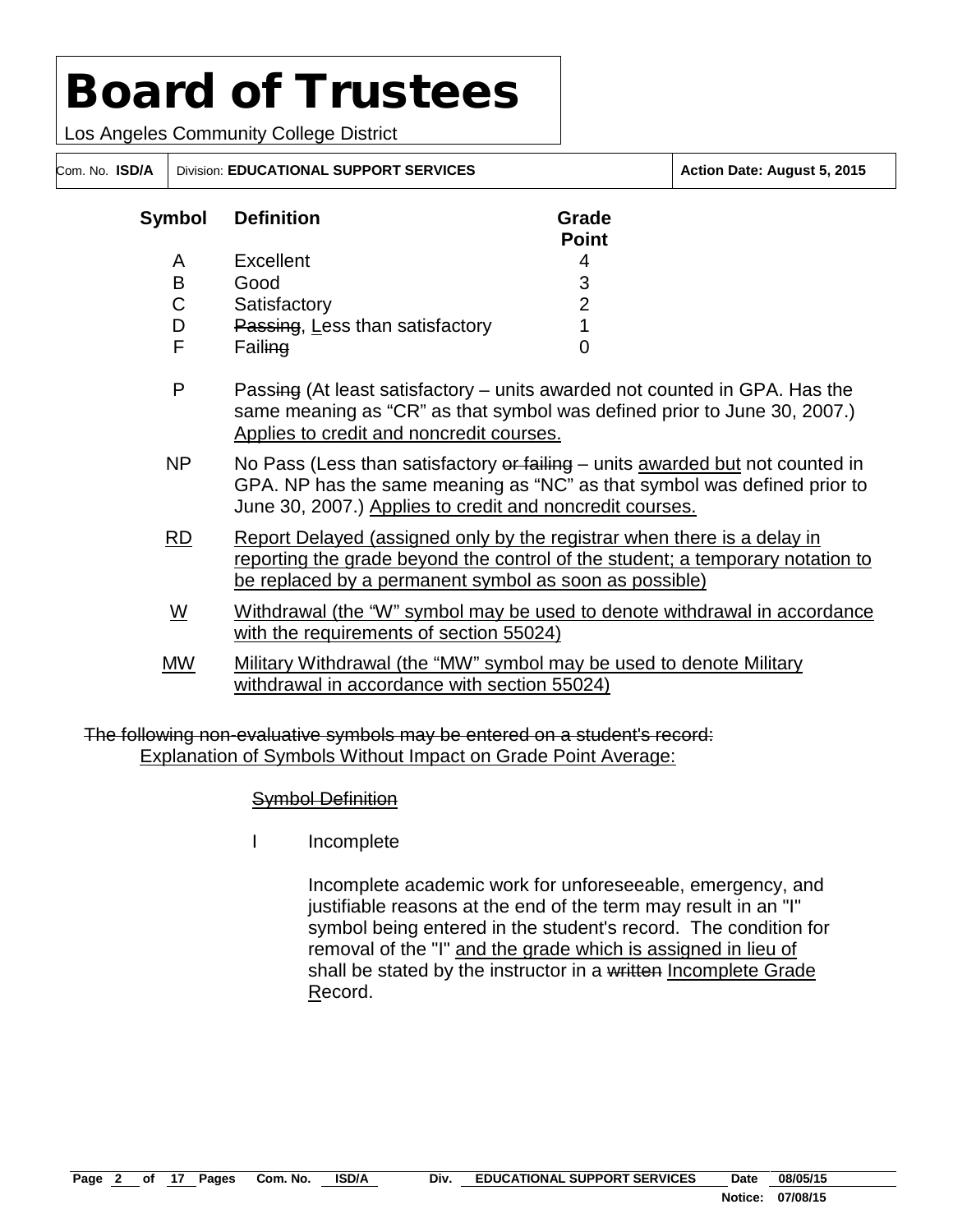| Symbol | Definition | Grade Point |
|---|---|---|
| A | Excellent | 4 |
| B | Good | 3 |
| C | Satisfactory | 2 |
| D | ~~Passing~~, Less than satisfactory | 1 |
| F | Fail~~ing~~ | 0 |
| P | Pass~~ing~~ (At least satisfactory – units awarded not counted in GPA. Has the same meaning as "CR" as that symbol was defined prior to June 30, 2007.) <u>Applies to credit and noncredit courses.</u> | |
| NP | No Pass (Less than satisfactory ~~or failing~~ – units <u>awarded but</u> not counted in GPA. NP has the same meaning as "NC" as that symbol was defined prior to June 30, 2007.) <u>Applies to credit and noncredit courses.</u> | |
| <u>RD</u> | <u>Report Delayed (assigned only by the registrar when there is a delay in reporting the grade beyond the control of the student; a temporary notation to be replaced by a permanent symbol as soon as possible)</u> | |
| <u>W</u> | <u>Withdrawal (the "W" symbol may be used to denote withdrawal in accordance with the requirements of section 55024)</u> | |
| <u>MW</u> | <u>Military Withdrawal (the "MW" symbol may be used to denote Military withdrawal in accordance with section 55024)</u> | |

~~The following non-evaluative symbols may be entered on a student's record:~~
<u>Explanation of Symbols Without Impact on Grade Point Average:</u>

~~Symbol Definition~~

I Incomplete

Incomplete academic work for unforeseeable, emergency, and justifiable reasons at the end of the term may result in an "I" symbol being entered in the student's record. The condition for removal of the "I" <u>and the grade which is assigned in lieu of</u> shall be stated by the instructor in a ~~written~~ <u>Incomplete Grade Record</u>.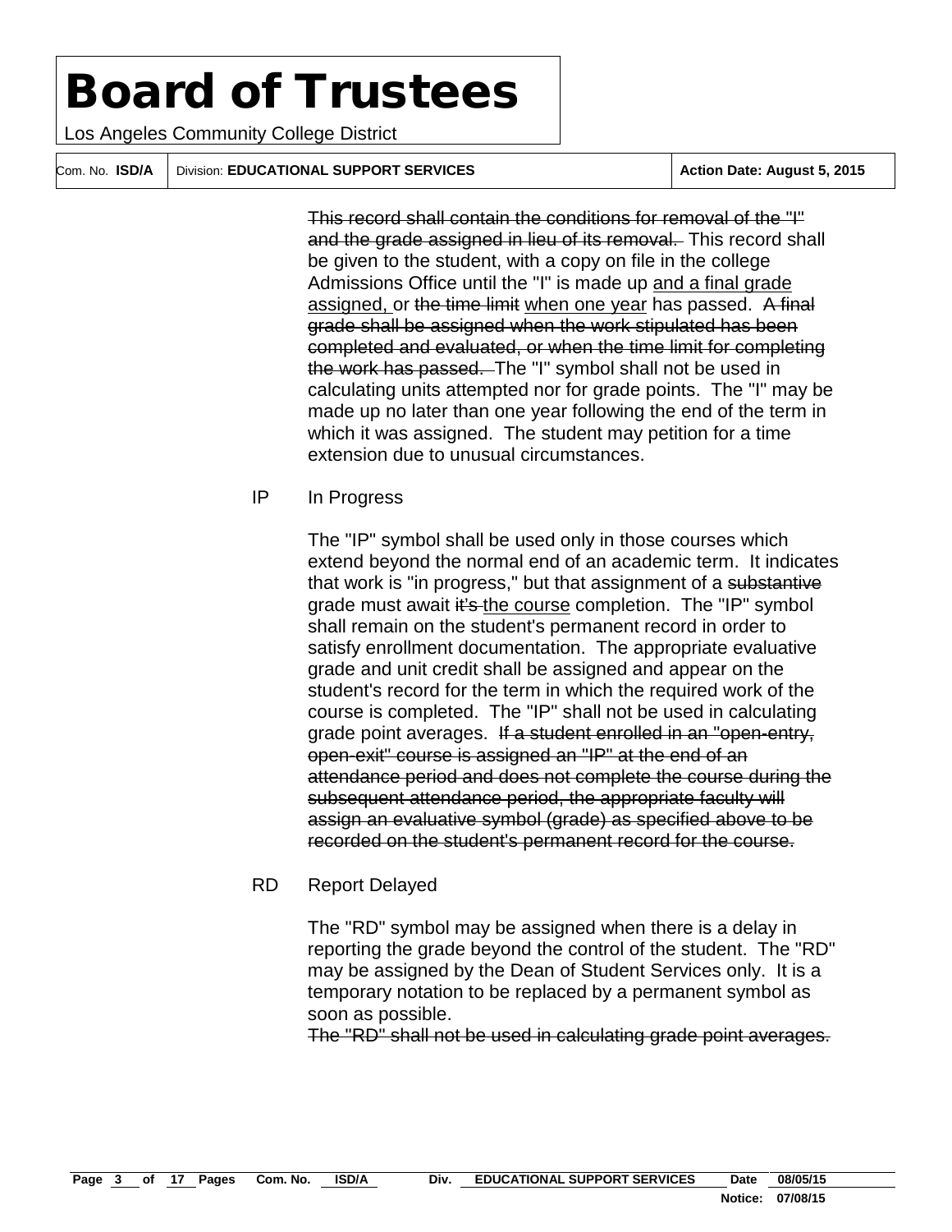~~This record shall contain the conditions for removal of the "I" and the grade assigned in lieu of its removal.~~ This record shall be given to the student, with a copy on file in the college Admissions Office until the "I" is made up <u>and a final grade assigned,</u> or ~~the time limit~~ <u>when one year</u> has passed. ~~A final grade shall be assigned when the work stipulated has been completed and evaluated, or when the time limit for completing the work has passed.~~ The "I" symbol shall not be used in calculating units attempted nor for grade points. The "I" may be made up no later than one year following the end of the term in which it was assigned. The student may petition for a time extension due to unusual circumstances.

IP In Progress

The "IP" symbol shall be used only in those courses which extend beyond the normal end of an academic term. It indicates that work is "in progress," but that assignment of a ~~substantive~~ grade must await ~~it's~~ <u>the course</u> completion. The "IP" symbol shall remain on the student's permanent record in order to satisfy enrollment documentation. The appropriate evaluative grade and unit credit shall be assigned and appear on the student's record for the term in which the required work of the course is completed. The "IP" shall not be used in calculating grade point averages. ~~If a student enrolled in an "open-entry, open-exit" course is assigned an "IP" at the end of an attendance period and does not complete the course during the subsequent attendance period, the appropriate faculty will assign an evaluative symbol (grade) as specified above to be recorded on the student's permanent record for the course.~~

RD Report Delayed

The "RD" symbol may be assigned when there is a delay in reporting the grade beyond the control of the student. The "RD" may be assigned by the Dean of Student Services only. It is a temporary notation to be replaced by a permanent symbol as soon as possible.
~~The "RD" shall not be used in calculating grade point averages.~~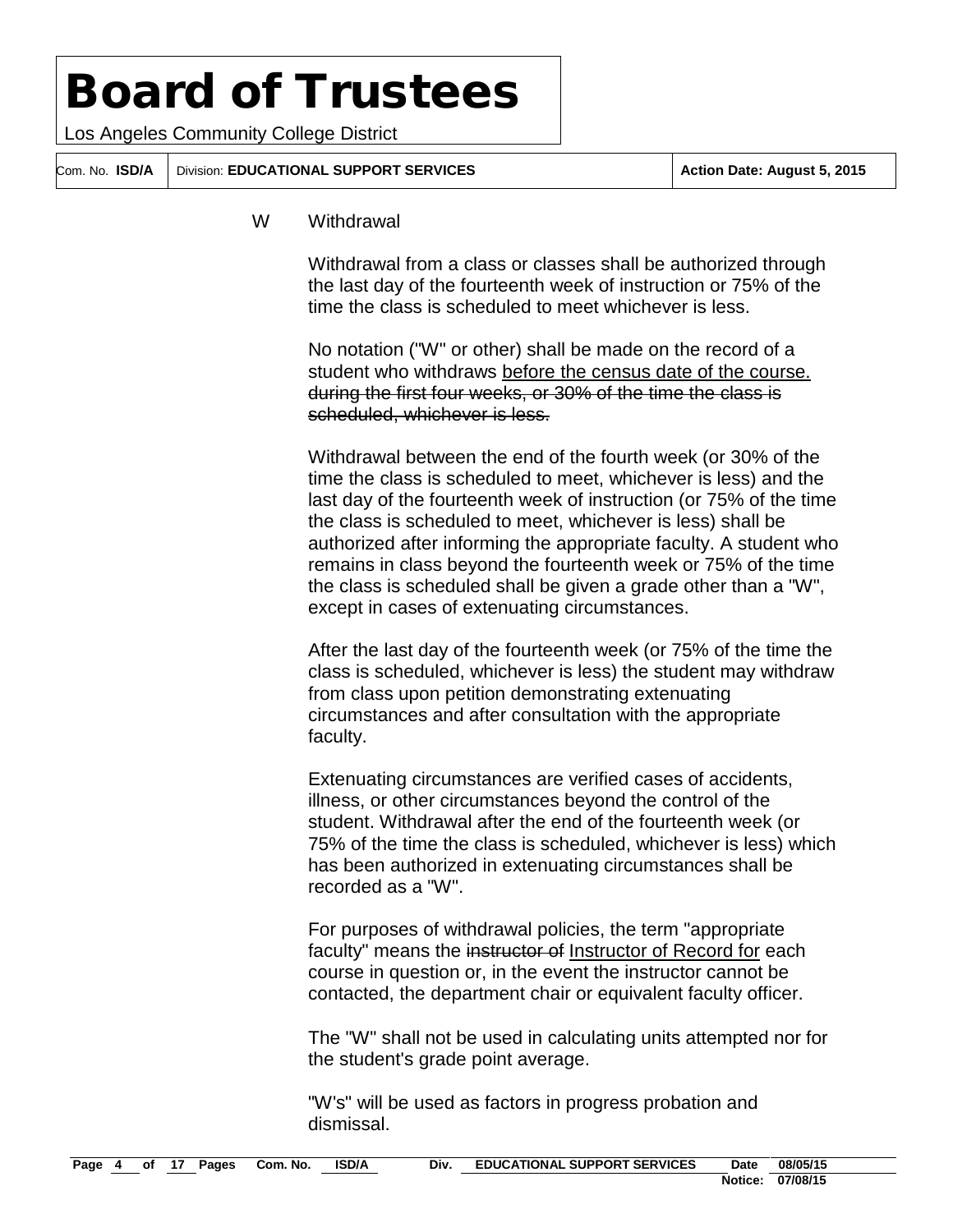W Withdrawal

Withdrawal from a class or classes shall be authorized through the last day of the fourteenth week of instruction or 75% of the time the class is scheduled to meet whichever is less.

No notation ("W" or other) shall be made on the record of a student who withdraws <u>before the census date of the course.</u> ~~during the first four weeks, or 30% of the time the class is scheduled, whichever is less.~~

Withdrawal between the end of the fourth week (or 30% of the time the class is scheduled to meet, whichever is less) and the last day of the fourteenth week of instruction (or 75% of the time the class is scheduled to meet, whichever is less) shall be authorized after informing the appropriate faculty. A student who remains in class beyond the fourteenth week or 75% of the time the class is scheduled shall be given a grade other than a "W", except in cases of extenuating circumstances.

After the last day of the fourteenth week (or 75% of the time the class is scheduled, whichever is less) the student may withdraw from class upon petition demonstrating extenuating circumstances and after consultation with the appropriate faculty.

Extenuating circumstances are verified cases of accidents, illness, or other circumstances beyond the control of the student. Withdrawal after the end of the fourteenth week (or 75% of the time the class is scheduled, whichever is less) which has been authorized in extenuating circumstances shall be recorded as a "W".

For purposes of withdrawal policies, the term "appropriate faculty" means the ~~instructor of~~ <u>Instructor of Record for</u> each course in question or, in the event the instructor cannot be contacted, the department chair or equivalent faculty officer.

The "W" shall not be used in calculating units attempted nor for the student's grade point average.

"W's" will be used as factors in progress probation and dismissal.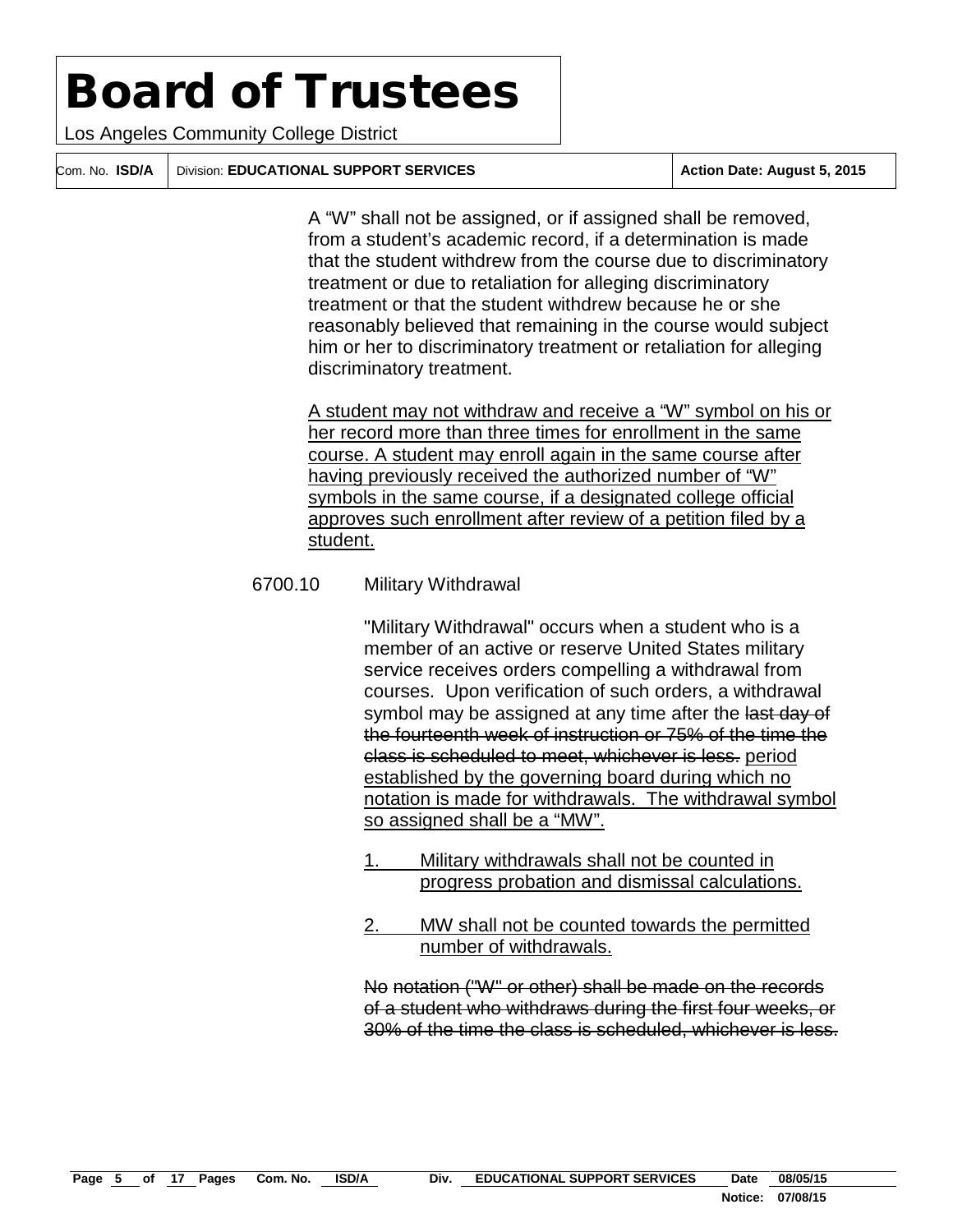A "W" shall not be assigned, or if assigned shall be removed, from a student's academic record, if a determination is made that the student withdrew from the course due to discriminatory treatment or due to retaliation for alleging discriminatory treatment or that the student withdrew because he or she reasonably believed that remaining in the course would subject him or her to discriminatory treatment or retaliation for alleging discriminatory treatment.

<u>A student may not withdraw and receive a "W" symbol on his or her record more than three times for enrollment in the same course. A student may enroll again in the same course after having previously received the authorized number of "W" symbols in the same course, if a designated college official approves such enrollment after review of a petition filed by a student.</u>

6700.10 Military Withdrawal

"Military Withdrawal" occurs when a student who is a member of an active or reserve United States military service receives orders compelling a withdrawal from courses. Upon verification of such orders, a withdrawal symbol may be assigned at any time after the ~~last day of the fourteenth week of instruction or 75% of the time the class is scheduled to meet, whichever is less.~~ <u>period established by the governing board during which no notation is made for withdrawals. The withdrawal symbol so assigned shall be a "MW".</u>

<u>1. Military withdrawals shall not be counted in progress probation and dismissal calculations.</u>

<u>2. MW shall not be counted towards the permitted number of withdrawals.</u>

~~No notation ("W" or other) shall be made on the records of a student who withdraws during the first four weeks, or 30% of the time the class is scheduled, whichever is less.~~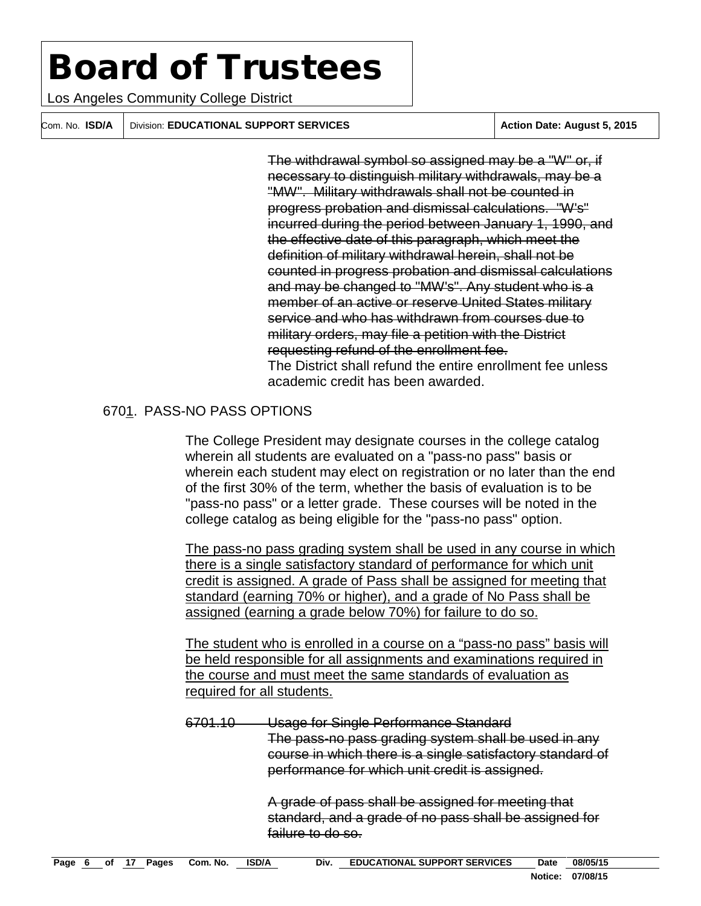~~The withdrawal symbol so assigned may be a "W" or, if necessary to distinguish military withdrawals, may be a "MW". Military withdrawals shall not be counted in progress probation and dismissal calculations. "W's" incurred during the period between January 1, 1990, and the effective date of this paragraph, which meet the definition of military withdrawal herein, shall not be counted in progress probation and dismissal calculations and may be changed to "MW's". Any student who is a member of an active or reserve United States military service and who has withdrawn from courses due to military orders, may file a petition with the District requesting refund of the enrollment fee.~~
The District shall refund the entire enrollment fee unless academic credit has been awarded.

6701. PASS-NO PASS OPTIONS

The College President may designate courses in the college catalog wherein all students are evaluated on a "pass-no pass" basis or wherein each student may elect on registration or no later than the end of the first 30% of the term, whether the basis of evaluation is to be "pass-no pass" or a letter grade. These courses will be noted in the college catalog as being eligible for the "pass-no pass" option.

<u>The pass-no pass grading system shall be used in any course in which there is a single satisfactory standard of performance for which unit credit is assigned. A grade of Pass shall be assigned for meeting that standard (earning 70% or higher), and a grade of No Pass shall be assigned (earning a grade below 70%) for failure to do so.</u>

<u>The student who is enrolled in a course on a “pass-no pass” basis will be held responsible for all assignments and examinations required in the course and must meet the same standards of evaluation as required for all students.</u>

~~6701.10 Usage for Single Performance Standard~~
~~The pass-no pass grading system shall be used in any course in which there is a single satisfactory standard of performance for which unit credit is assigned.~~

~~A grade of pass shall be assigned for meeting that standard, and a grade of no pass shall be assigned for failure to do so.~~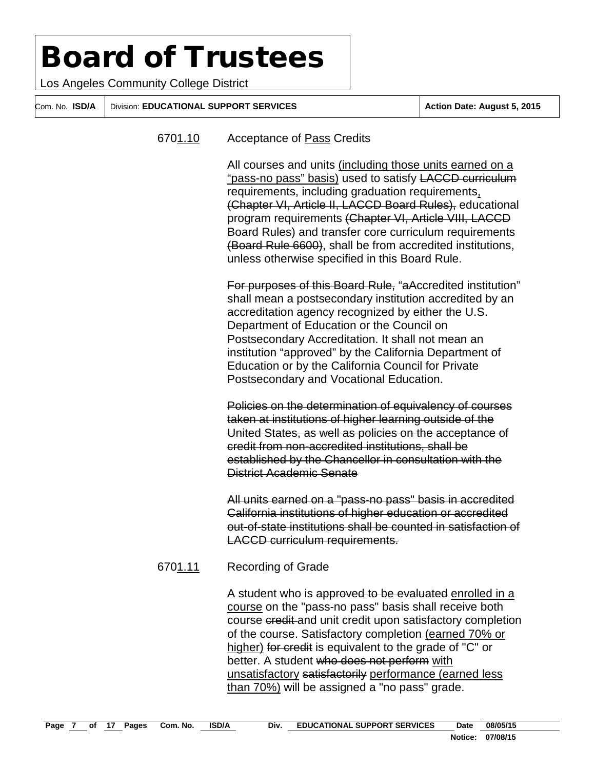# Board of Trustees

Los Angeles Community College District

| Com. No. **ISD/A** | Division: **EDUCATIONAL SUPPORT SERVICES** | **Action Date: August 5, 2015** |
|---|---|---|

6701.10 Acceptance of <u>Pass</u> Credits

All courses and units <u>(including those units earned on a "pass-no pass" basis)</u> used to satisfy ~~LACCD curriculum~~ requirements, including graduation requirements<u>,</u> ~~(Chapter VI, Article II, LACCD Board Rules),~~ educational program requirements ~~(Chapter VI, Article VIII, LACCD Board Rules)~~ and transfer core curriculum requirements ~~(Board Rule 6600)~~, shall be from accredited institutions, unless otherwise specified in this Board Rule.

~~For purposes of this Board Rule,~~ "~~a~~Accredited institution" shall mean a postsecondary institution accredited by an accreditation agency recognized by either the U.S. Department of Education or the Council on Postsecondary Accreditation. It shall not mean an institution "approved" by the California Department of Education or by the California Council for Private Postsecondary and Vocational Education.

~~Policies on the determination of equivalency of courses taken at institutions of higher learning outside of the United States, as well as policies on the acceptance of credit from non-accredited institutions, shall be established by the Chancellor in consultation with the District Academic Senate~~

~~All units earned on a "pass-no pass" basis in accredited California institutions of higher education or accredited out-of-state institutions shall be counted in satisfaction of LACCD curriculum requirements.~~

6701.11 Recording of Grade

A student who is ~~approved to be evaluated~~ <u>enrolled in a course</u> on the "pass-no pass" basis shall receive both course ~~credit~~ and unit credit upon satisfactory completion of the course. Satisfactory completion <u>(earned 70% or higher)</u> ~~for credit~~ is equivalent to the grade of "C" or better. A student ~~who does not perform~~ <u>with unsatisfactory</u> ~~satisfactorily~~ <u>performance (earned less than 70%)</u> will be assigned a "no pass" grade.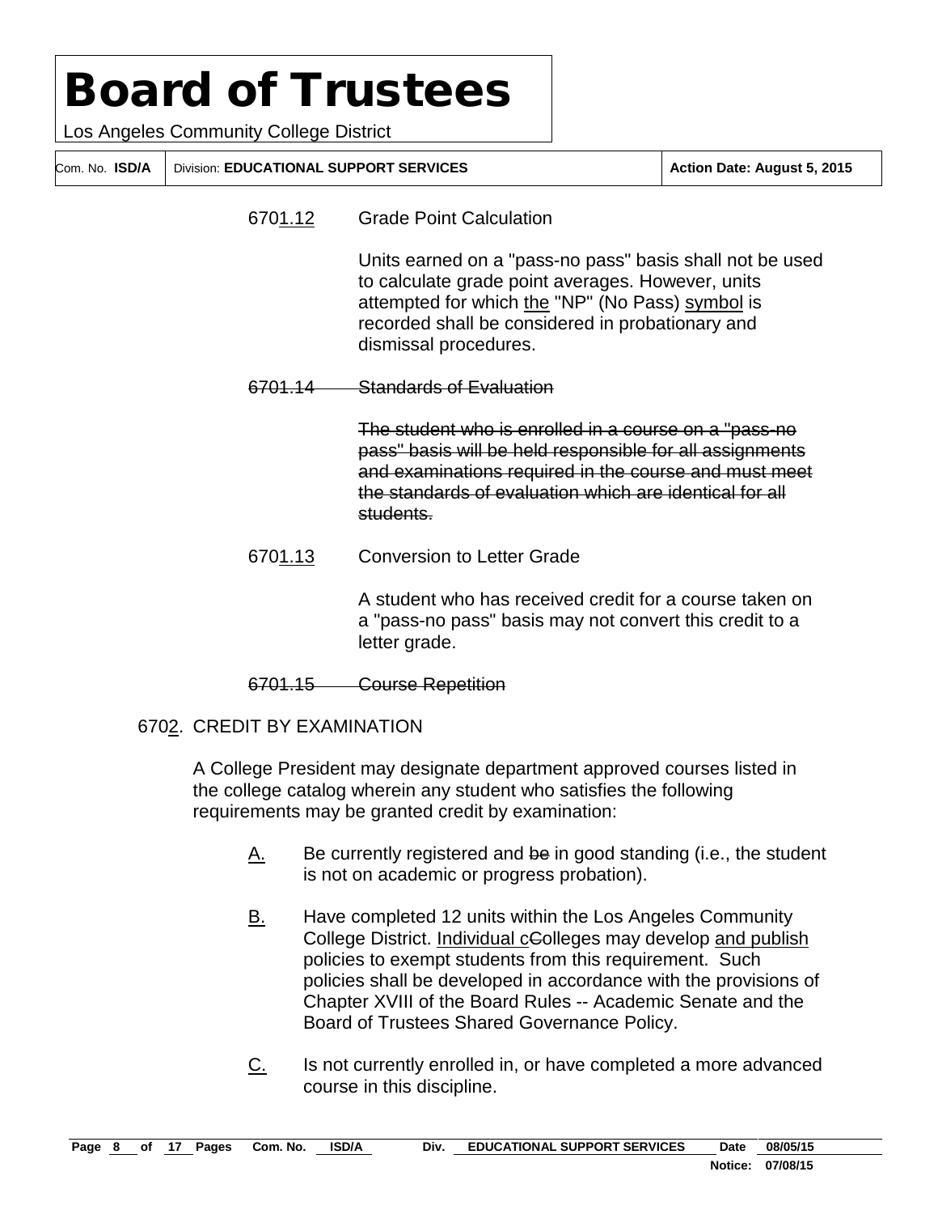6701.12 Grade Point Calculation

Units earned on a "pass-no pass" basis shall not be used to calculate grade point averages. However, units attempted for which the "NP" (No Pass) symbol is recorded shall be considered in probationary and dismissal procedures.

~~6701.14 Standards of Evaluation~~

~~The student who is enrolled in a course on a "pass-no pass" basis will be held responsible for all assignments and examinations required in the course and must meet the standards of evaluation which are identical for all students.~~

6701.13 Conversion to Letter Grade

A student who has received credit for a course taken on a "pass-no pass" basis may not convert this credit to a letter grade.

~~6701.15 Course Repetition~~

6702. CREDIT BY EXAMINATION

A College President may designate department approved courses listed in the college catalog wherein any student who satisfies the following requirements may be granted credit by examination:

A. Be currently registered and ~~be~~ in good standing (i.e., the student is not on academic or progress probation).

B. Have completed 12 units within the Los Angeles Community College District. Individual c~~C~~olleges may develop and publish policies to exempt students from this requirement. Such policies shall be developed in accordance with the provisions of Chapter XVIII of the Board Rules -- Academic Senate and the Board of Trustees Shared Governance Policy.

C. Is not currently enrolled in, or have completed a more advanced course in this discipline.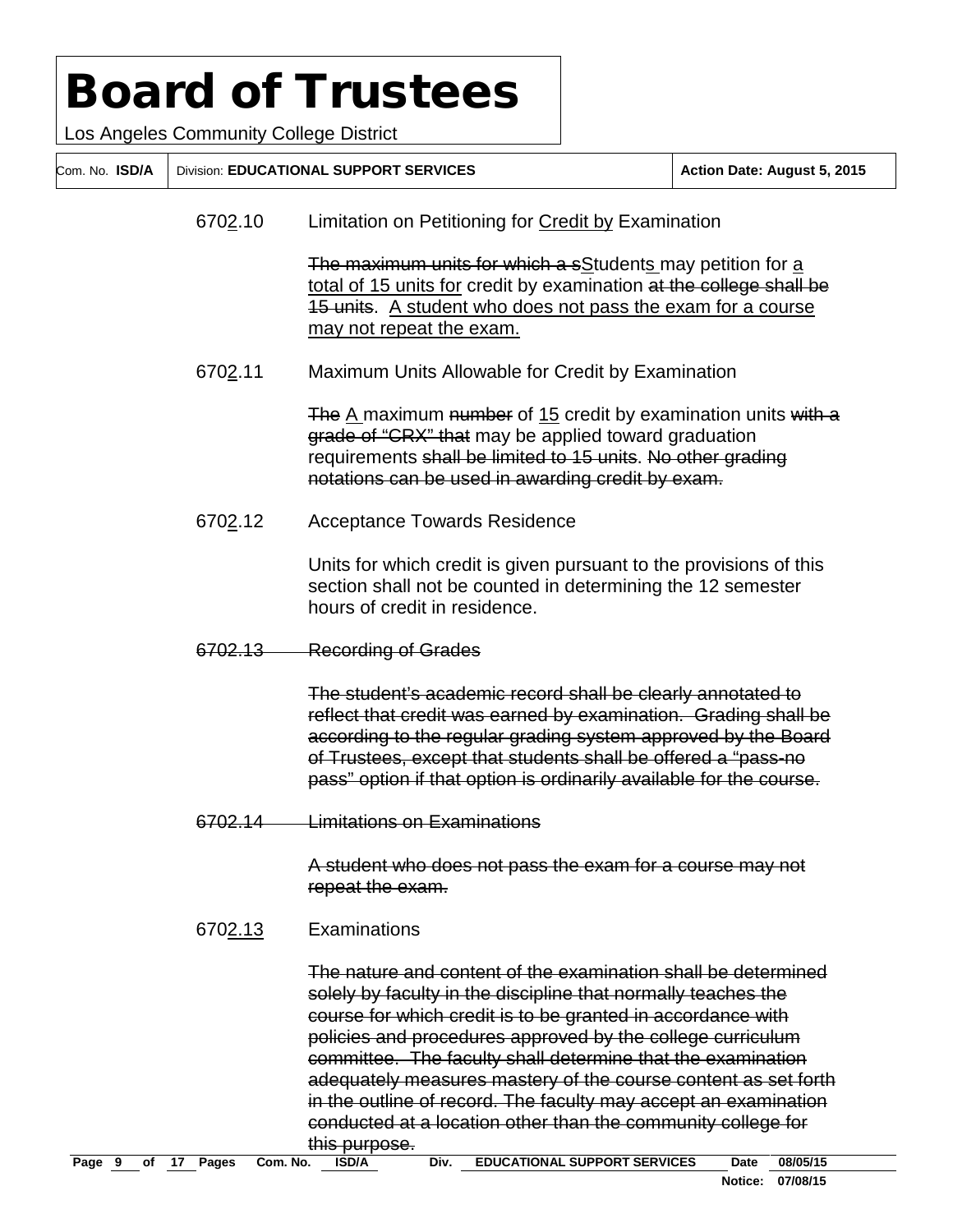670<u>2</u>.10 Limitation on Petitioning for <u>Credit by</u> Examination

~~The maximum units for which a s~~<u>S</u>tudent<u>s</u> may petition for <u>a total of 15 units for</u> credit by examination ~~at the college shall be 15 units~~. <u>A student who does not pass the exam for a course may not repeat the exam.</u>

670<u>2</u>.11 Maximum Units Allowable for Credit by Examination

~~The~~ <u>A</u> maximum ~~number~~ of <u>15</u> credit by examination units ~~with a grade of "CRX" that~~ may be applied toward graduation requirements ~~shall be limited to 15 units~~. ~~No other grading notations can be used in awarding credit by exam.~~

670<u>2</u>.12 Acceptance Towards Residence

Units for which credit is given pursuant to the provisions of this section shall not be counted in determining the 12 semester hours of credit in residence.

~~6702.13 Recording of Grades~~

~~The student's academic record shall be clearly annotated to reflect that credit was earned by examination. Grading shall be according to the regular grading system approved by the Board of Trustees, except that students shall be offered a "pass-no pass" option if that option is ordinarily available for the course.~~

~~6702.14 Limitations on Examinations~~

~~A student who does not pass the exam for a course may not repeat the exam.~~

670<u>2.13</u> Examinations

~~The nature and content of the examination shall be determined solely by faculty in the discipline that normally teaches the course for which credit is to be granted in accordance with policies and procedures approved by the college curriculum committee. The faculty shall determine that the examination adequately measures mastery of the course content as set forth in the outline of record. The faculty may accept an examination conducted at a location other than the community college for this purpose.~~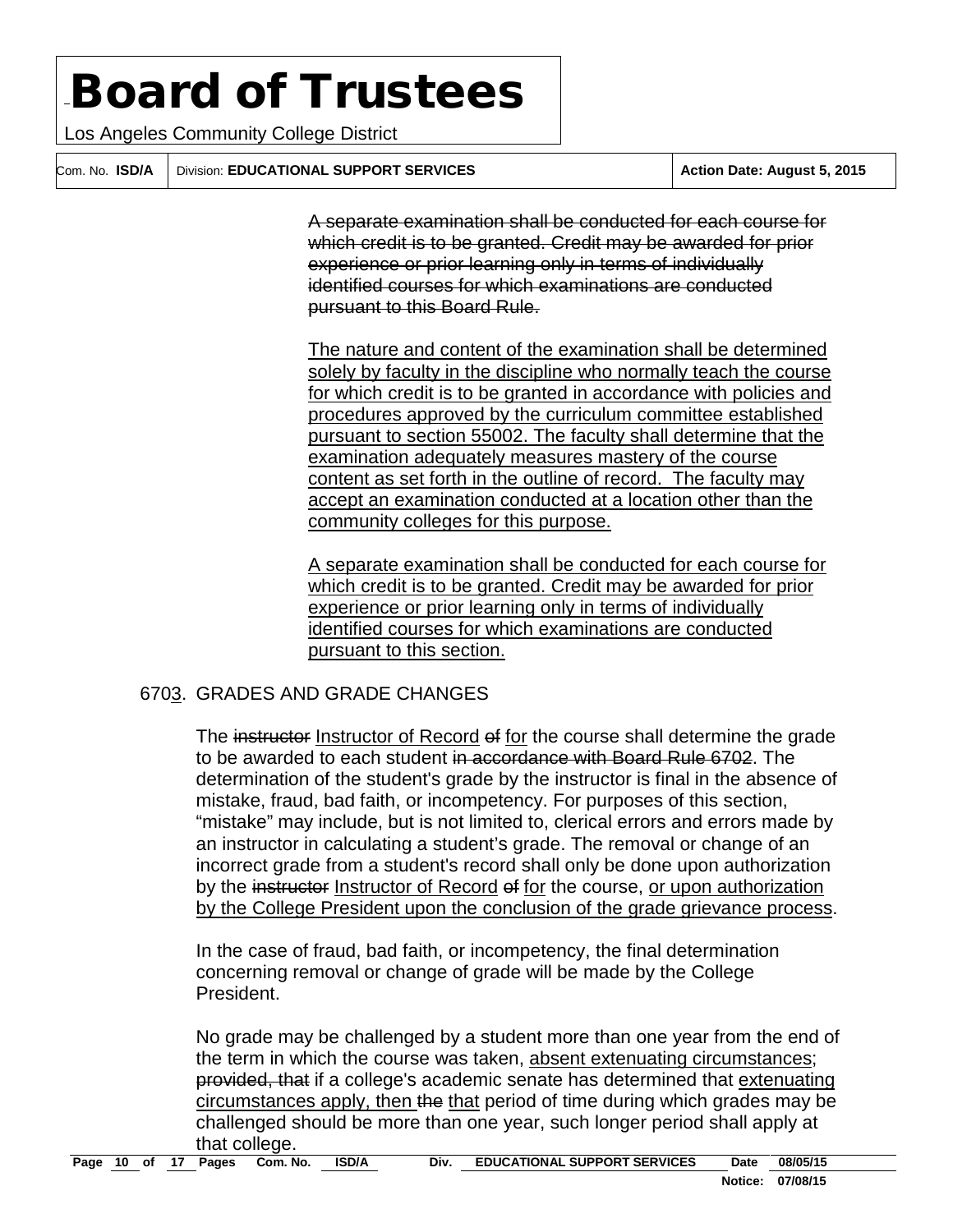~~A separate examination shall be conducted for each course for which credit is to be granted. Credit may be awarded for prior experience or prior learning only in terms of individually identified courses for which examinations are conducted pursuant to this Board Rule.~~

<u>The nature and content of the examination shall be determined solely by faculty in the discipline who normally teach the course for which credit is to be granted in accordance with policies and procedures approved by the curriculum committee established pursuant to section 55002. The faculty shall determine that the examination adequately measures mastery of the course content as set forth in the outline of record. The faculty may accept an examination conducted at a location other than the community colleges for this purpose.</u>

<u>A separate examination shall be conducted for each course for which credit is to be granted. Credit may be awarded for prior experience or prior learning only in terms of individually identified courses for which examinations are conducted pursuant to this section.</u>

670<u>3</u>. GRADES AND GRADE CHANGES

The ~~instructor~~ <u>Instructor of Record</u> ~~of~~ <u>for</u> the course shall determine the grade to be awarded to each student ~~in accordance with Board Rule 6702~~. The determination of the student's grade by the instructor is final in the absence of mistake, fraud, bad faith, or incompetency. For purposes of this section, "mistake" may include, but is not limited to, clerical errors and errors made by an instructor in calculating a student's grade. The removal or change of an incorrect grade from a student's record shall only be done upon authorization by the ~~instructor~~ <u>Instructor of Record</u> ~~of~~ <u>for</u> the course, <u>or upon authorization by the College President upon the conclusion of the grade grievance process</u>.

In the case of fraud, bad faith, or incompetency, the final determination concerning removal or change of grade will be made by the College President.

No grade may be challenged by a student more than one year from the end of the term in which the course was taken, <u>absent extenuating circumstances</u>; ~~provided, that~~ if a college's academic senate has determined that <u>extenuating circumstances apply, then</u> ~~the~~ <u>that</u> period of time during which grades may be challenged should be more than one year, such longer period shall apply at that college.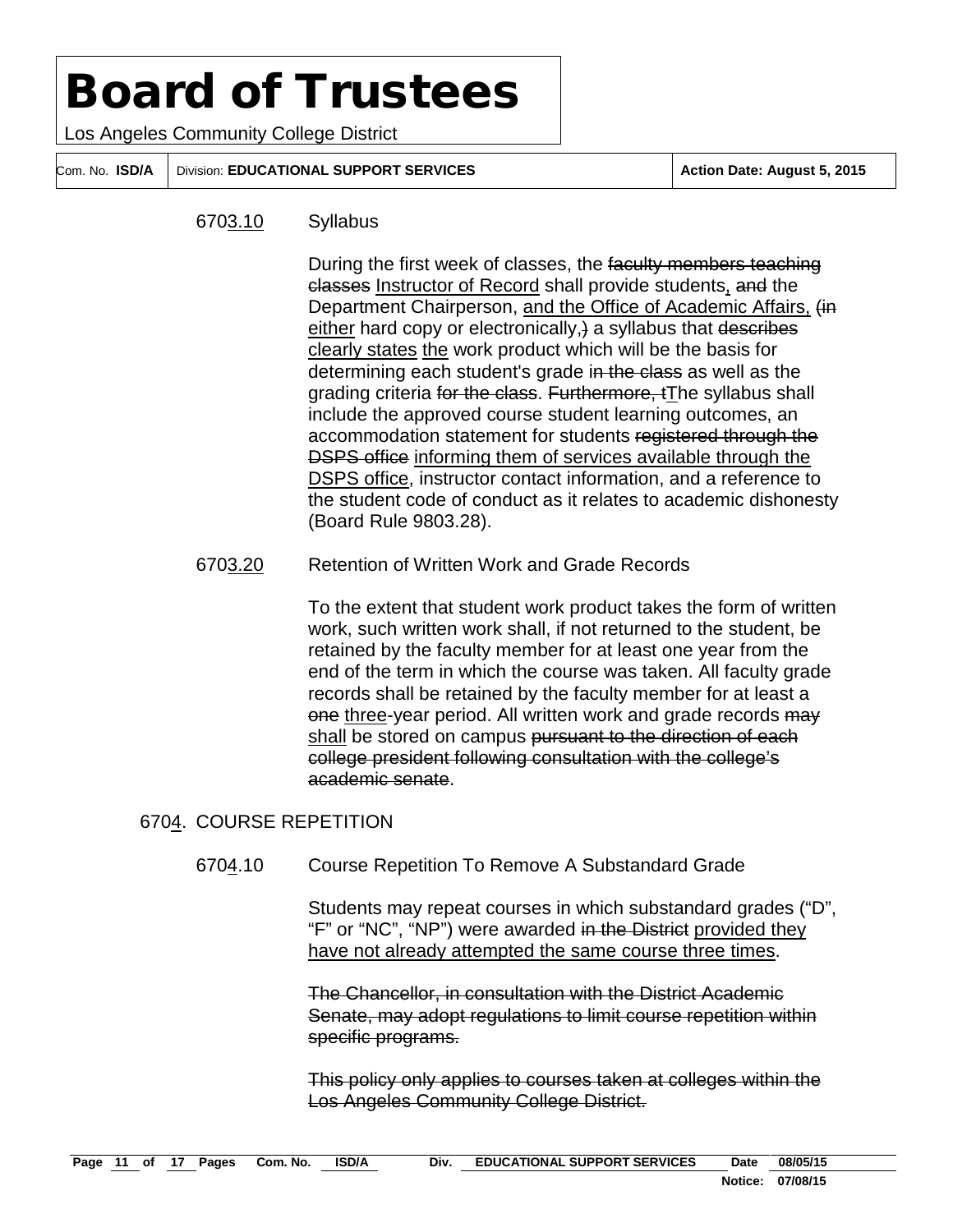6703.10 Syllabus

During the first week of classes, the ~~faculty members teaching classes~~ Instructor of Record shall provide students, ~~and~~ the Department Chairperson, and the Office of Academic Affairs, ~~(in~~ either hard copy or electronically~~,)~~ a syllabus that ~~describes~~ clearly states the work product which will be the basis for determining each student's grade ~~in the class~~ as well as the grading criteria ~~for the class~~. ~~Furthermore, t~~The syllabus shall include the approved course student learning outcomes, an accommodation statement for students ~~registered through the DSPS office~~ informing them of services available through the DSPS office, instructor contact information, and a reference to the student code of conduct as it relates to academic dishonesty (Board Rule 9803.28).

6703.20 Retention of Written Work and Grade Records

To the extent that student work product takes the form of written work, such written work shall, if not returned to the student, be retained by the faculty member for at least one year from the end of the term in which the course was taken. All faculty grade records shall be retained by the faculty member for at least a ~~one~~ three-year period. All written work and grade records ~~may~~ shall be stored on campus ~~pursuant to the direction of each college president following consultation with the college's academic senate~~.

## 6704. COURSE REPETITION

6704.10 Course Repetition To Remove A Substandard Grade

Students may repeat courses in which substandard grades ("D", "F" or "NC", "NP") were awarded ~~in the District~~ provided they have not already attempted the same course three times.

~~The Chancellor, in consultation with the District Academic Senate, may adopt regulations to limit course repetition within specific programs.~~

~~This policy only applies to courses taken at colleges within the Los Angeles Community College District.~~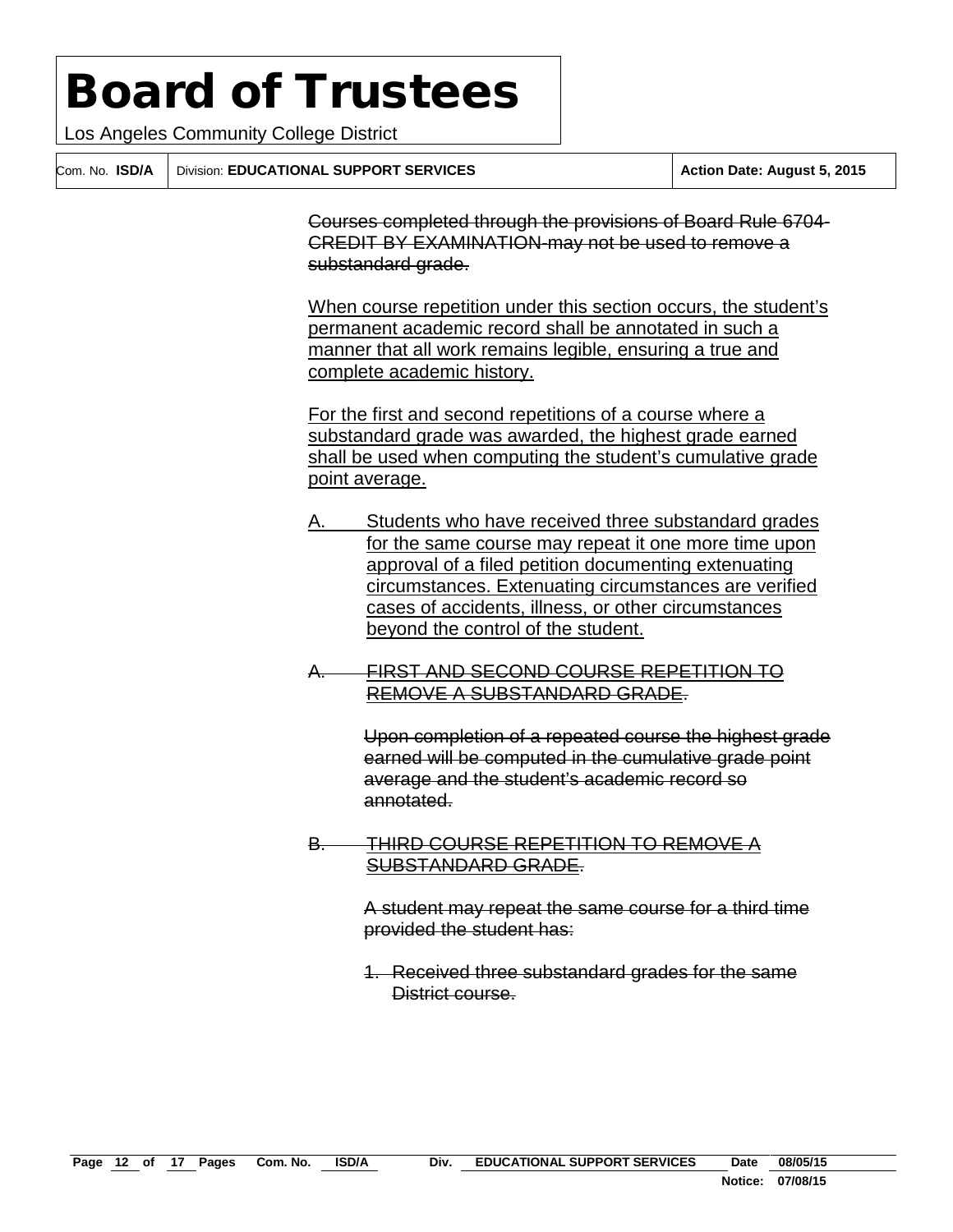~~Courses completed through the provisions of Board Rule 6704-CREDIT BY EXAMINATION may not be used to remove a substandard grade.~~

<u>When course repetition under this section occurs, the student's permanent academic record shall be annotated in such a manner that all work remains legible, ensuring a true and complete academic history.</u>

<u>For the first and second repetitions of a course where a substandard grade was awarded, the highest grade earned shall be used when computing the student's cumulative grade point average.</u>

<u>A. Students who have received three substandard grades for the same course may repeat it one more time upon approval of a filed petition documenting extenuating circumstances. Extenuating circumstances are verified cases of accidents, illness, or other circumstances beyond the control of the student.</u>

~~A. FIRST AND SECOND COURSE REPETITION TO REMOVE A SUBSTANDARD GRADE.~~

~~Upon completion of a repeated course the highest grade earned will be computed in the cumulative grade point average and the student's academic record so annotated.~~

~~B. THIRD COURSE REPETITION TO REMOVE A SUBSTANDARD GRADE.~~

~~A student may repeat the same course for a third time provided the student has:~~

~~1. Received three substandard grades for the same District course.~~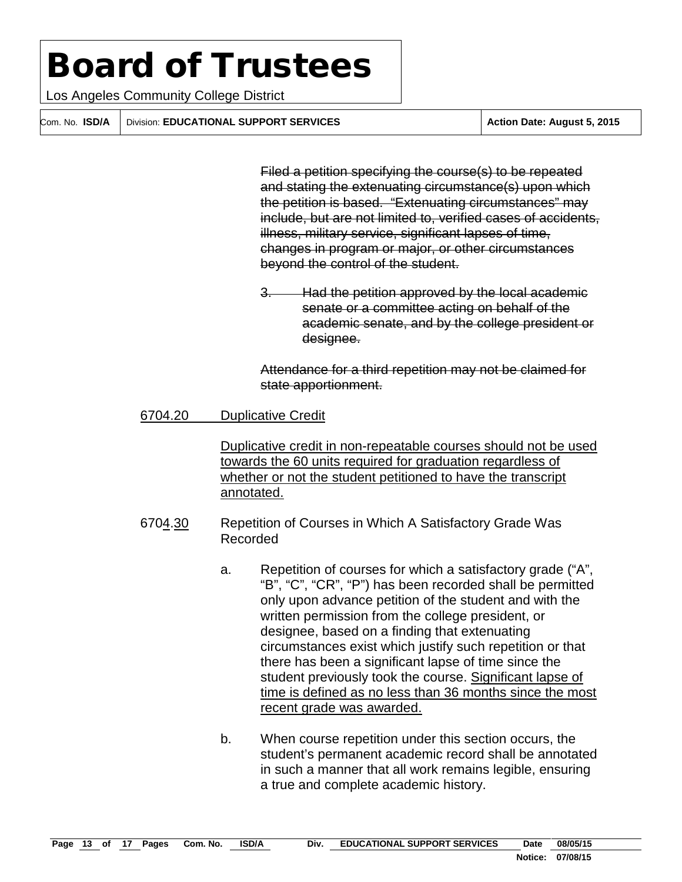~~Filed a petition specifying the course(s) to be repeated and stating the extenuating circumstance(s) upon which the petition is based. "Extenuating circumstances" may include, but are not limited to, verified cases of accidents, illness, military service, significant lapses of time, changes in program or major, or other circumstances beyond the control of the student.~~

~~3. Had the petition approved by the local academic senate or a committee acting on behalf of the academic senate, and by the college president or designee.~~

~~Attendance for a third repetition may not be claimed for state apportionment.~~

<u>6704.20 Duplicative Credit</u>

<u>Duplicative credit in non-repeatable courses should not be used towards the 60 units required for graduation regardless of whether or not the student petitioned to have the transcript annotated.</u>

670<u>4</u>.<u>30</u> Repetition of Courses in Which A Satisfactory Grade Was Recorded

a. Repetition of courses for which a satisfactory grade ("A", "B", "C", "CR", "P") has been recorded shall be permitted only upon advance petition of the student and with the written permission from the college president, or designee, based on a finding that extenuating circumstances exist which justify such repetition or that there has been a significant lapse of time since the student previously took the course. <u>Significant lapse of time is defined as no less than 36 months since the most recent grade was awarded.</u>

b. When course repetition under this section occurs, the student's permanent academic record shall be annotated in such a manner that all work remains legible, ensuring a true and complete academic history.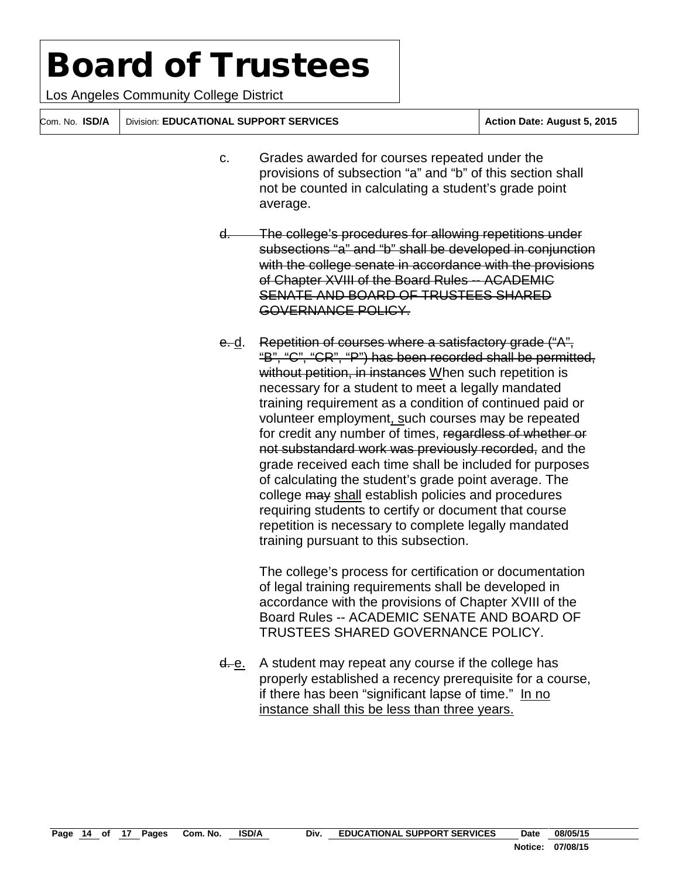c. Grades awarded for courses repeated under the provisions of subsection "a" and "b" of this section shall not be counted in calculating a student's grade point average.

~~d. The college's procedures for allowing repetitions under subsections "a" and "b" shall be developed in conjunction with the college senate in accordance with the provisions of Chapter XVIII of the Board Rules -- ACADEMIC SENATE AND BOARD OF TRUSTEES SHARED GOVERNANCE POLICY.~~

~~e.~~ <u>d</u>. ~~Repetition of courses where a satisfactory grade ("A", "B", "C", "CR", "P") has been recorded shall be permitted, without petition, in instances~~ <u>W</u>hen such repetition is necessary for a student to meet a legally mandated training requirement as a condition of continued paid or volunteer employment<u>, s</u>uch courses may be repeated for credit any number of times, ~~regardless of whether or not substandard work was previously recorded,~~ and the grade received each time shall be included for purposes of calculating the student's grade point average. The college ~~may~~ <u>shall</u> establish policies and procedures requiring students to certify or document that course repetition is necessary to complete legally mandated training pursuant to this subsection.

The college's process for certification or documentation of legal training requirements shall be developed in accordance with the provisions of Chapter XVIII of the Board Rules -- ACADEMIC SENATE AND BOARD OF TRUSTEES SHARED GOVERNANCE POLICY.

~~d.~~ <u>e.</u> A student may repeat any course if the college has properly established a recency prerequisite for a course, if there has been "significant lapse of time." <u>In no instance shall this be less than three years.</u>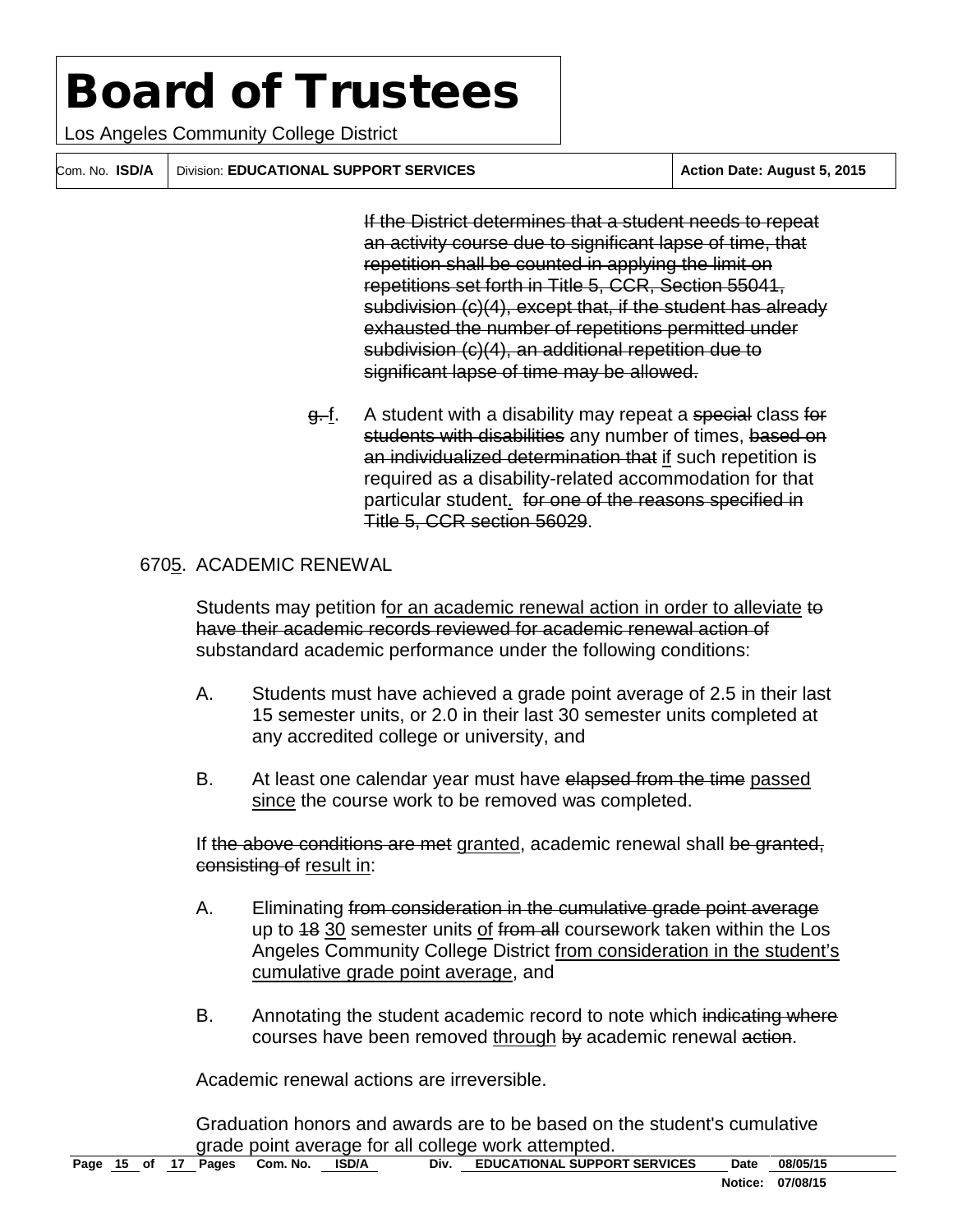If the District determines that a student needs to repeat an activity course due to significant lapse of time, that repetition shall be counted in applying the limit on repetitions set forth in Title 5, CCR, Section 55041, subdivision (c)(4), except that, if the student has already exhausted the number of repetitions permitted under subdivision (c)(4), an additional repetition due to significant lapse of time may be allowed.

g. f. A student with a disability may repeat a special class for students with disabilities any number of times, based on an individualized determination that if such repetition is required as a disability-related accommodation for that particular student. for one of the reasons specified in Title 5, CCR section 56029.

6705. ACADEMIC RENEWAL

Students may petition for an academic renewal action in order to alleviate to have their academic records reviewed for academic renewal action of substandard academic performance under the following conditions:

A. Students must have achieved a grade point average of 2.5 in their last 15 semester units, or 2.0 in their last 30 semester units completed at any accredited college or university, and

B. At least one calendar year must have elapsed from the time passed since the course work to be removed was completed.

If the above conditions are met granted, academic renewal shall be granted, consisting of result in:

A. Eliminating from consideration in the cumulative grade point average up to 18 30 semester units of from all coursework taken within the Los Angeles Community College District from consideration in the student's cumulative grade point average, and

B. Annotating the student academic record to note which indicating where courses have been removed through by academic renewal action.

Academic renewal actions are irreversible.

Graduation honors and awards are to be based on the student's cumulative grade point average for all college work attempted.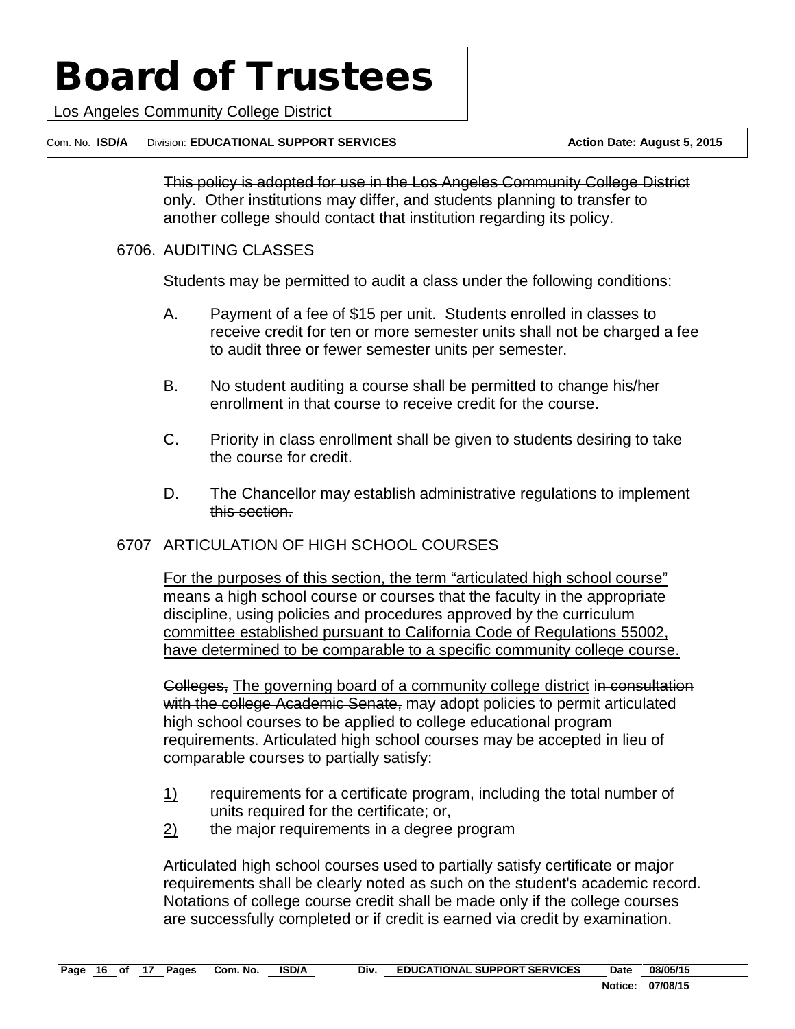~~This policy is adopted for use in the Los Angeles Community College District only. Other institutions may differ, and students planning to transfer to another college should contact that institution regarding its policy.~~

6706. AUDITING CLASSES

Students may be permitted to audit a class under the following conditions:

A. Payment of a fee of $15 per unit. Students enrolled in classes to receive credit for ten or more semester units shall not be charged a fee to audit three or fewer semester units per semester.

B. No student auditing a course shall be permitted to change his/her enrollment in that course to receive credit for the course.

C. Priority in class enrollment shall be given to students desiring to take the course for credit.

~~D. The Chancellor may establish administrative regulations to implement this section.~~

6707 ARTICULATION OF HIGH SCHOOL COURSES

<u>For the purposes of this section, the term “articulated high school course” means a high school course or courses that the faculty in the appropriate discipline, using policies and procedures approved by the curriculum committee established pursuant to California Code of Regulations 55002, have determined to be comparable to a specific community college course.</u>

~~Colleges,~~ <u>The governing board of a community college district</u> i~~n consultation with the college Academic Senate,~~ may adopt policies to permit articulated high school courses to be applied to college educational program requirements. Articulated high school courses may be accepted in lieu of comparable courses to partially satisfy:

<u>1)</u> requirements for a certificate program, including the total number of units required for the certificate; or,
<u>2)</u> the major requirements in a degree program

Articulated high school courses used to partially satisfy certificate or major requirements shall be clearly noted as such on the student's academic record. Notations of college course credit shall be made only if the college courses are successfully completed or if credit is earned via credit by examination.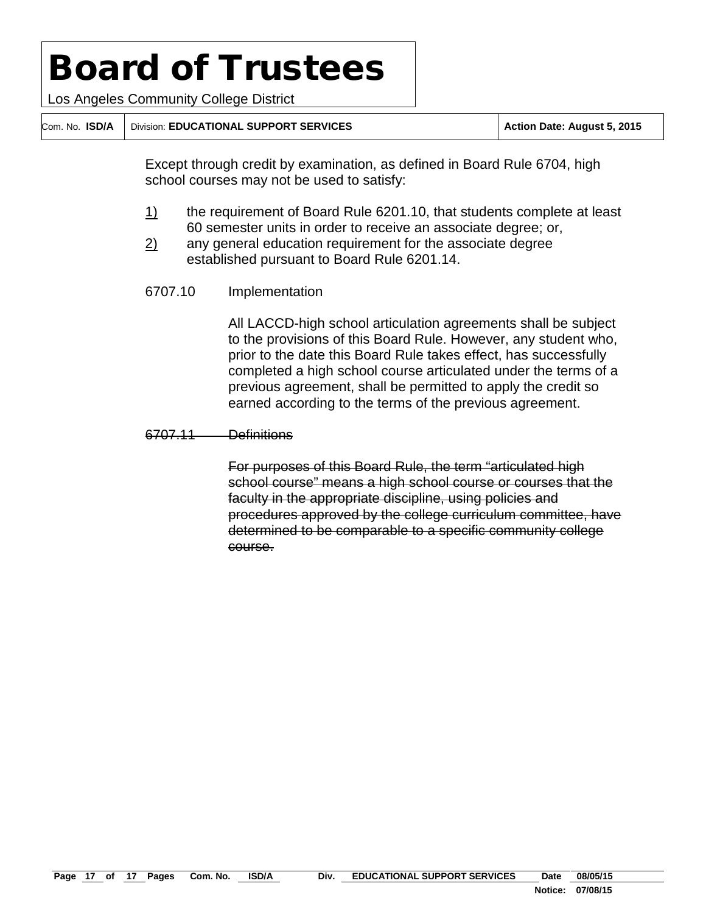Except through credit by examination, as defined in Board Rule 6704, high school courses may not be used to satisfy:

1) the requirement of Board Rule 6201.10, that students complete at least 60 semester units in order to receive an associate degree; or,

2) any general education requirement for the associate degree established pursuant to Board Rule 6201.14.

6707.10 Implementation

All LACCD-high school articulation agreements shall be subject to the provisions of this Board Rule. However, any student who, prior to the date this Board Rule takes effect, has successfully completed a high school course articulated under the terms of a previous agreement, shall be permitted to apply the credit so earned according to the terms of the previous agreement.

~~6707.11 Definitions~~

~~For purposes of this Board Rule, the term “articulated high school course” means a high school course or courses that the faculty in the appropriate discipline, using policies and procedures approved by the college curriculum committee, have determined to be comparable to a specific community college course.~~